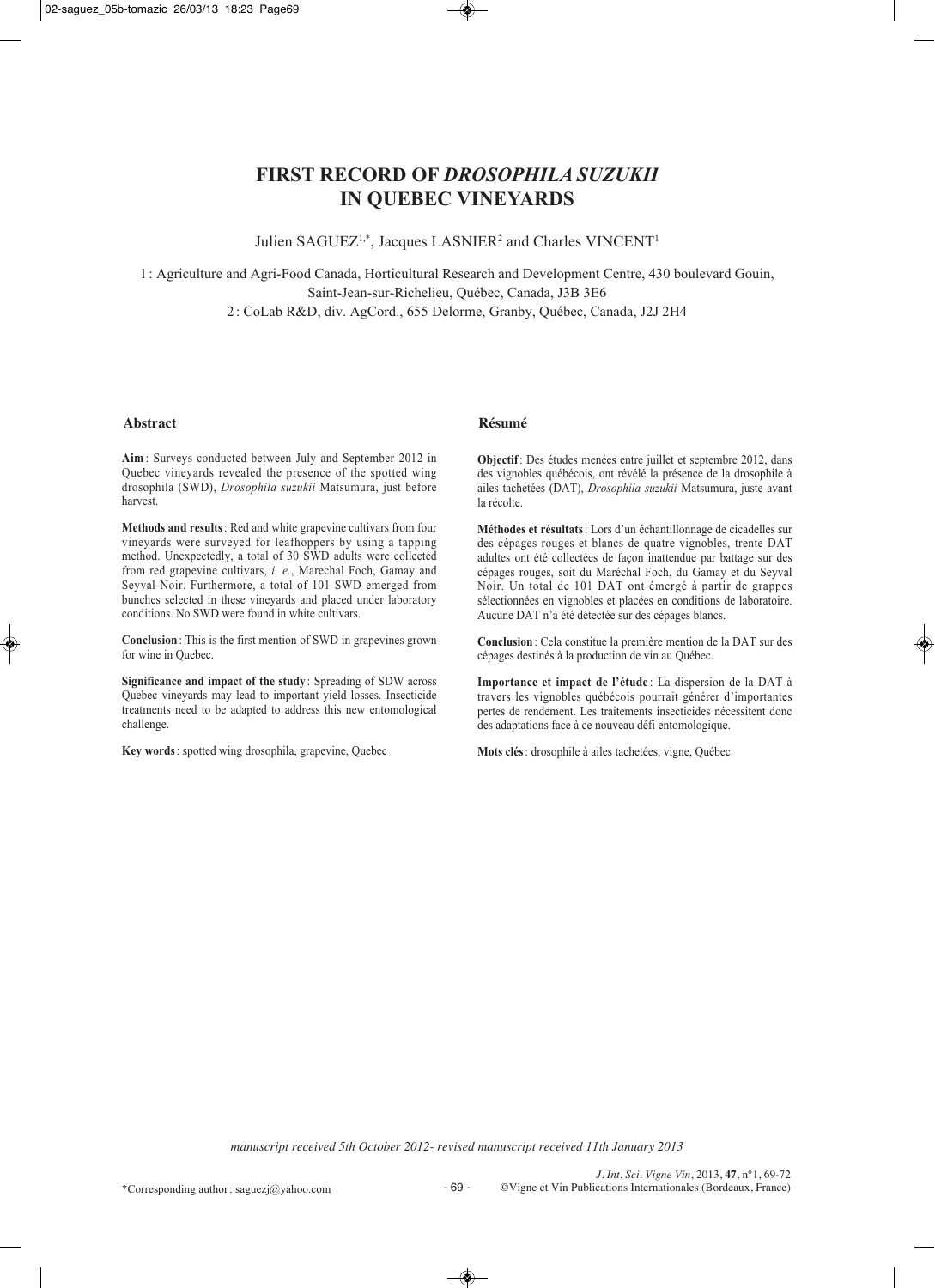# FIRST RECORD OF *DROSOPHILA SUZUKII* IN QUEBEC VINEYARDS

Julien SAGUEZ[1,*], Jacques LASNIER[2] and Charles VINCENT[1]

1 : Agriculture and Agri-Food Canada, Horticultural Research and Development Centre, 430 boulevard Gouin, Saint-Jean-sur-Richelieu, Québec, Canada, J3B 3E6

2 : CoLab R&D, div. AgCord., 655 Delorme, Granby, Québec, Canada, J2J 2H4

## Abstract

**Aim** : Surveys conducted between July and September 2012 in Quebec vineyards revealed the presence of the spotted wing drosophila (SWD), *Drosophila suzukii* Matsumura, just before harvest.

**Methods and results** : Red and white grapevine cultivars from four vineyards were surveyed for leafhoppers by using a tapping method. Unexpectedly, a total of 30 SWD adults were collected from red grapevine cultivars, *i. e.*, Marechal Foch, Gamay and Seyval Noir. Furthermore, a total of 101 SWD emerged from bunches selected in these vineyards and placed under laboratory conditions. No SWD were found in white cultivars.

**Conclusion** : This is the first mention of SWD in grapevines grown for wine in Quebec.

**Significance and impact of the study** : Spreading of SDW across Quebec vineyards may lead to important yield losses. Insecticide treatments need to be adapted to address this new entomological challenge.

**Key words** : spotted wing drosophila, grapevine, Quebec

## Résumé

**Objectif** : Des études menées entre juillet et septembre 2012, dans des vignobles québécois, ont révélé la présence de la drosophile à ailes tachetées (DAT), *Drosophila suzukii* Matsumura, juste avant la récolte.

**Méthodes et résultats** : Lors d'un échantillonnage de cicadelles sur des cépages rouges et blancs de quatre vignobles, trente DAT adultes ont été collectées de façon inattendue par battage sur des cépages rouges, soit du Maréchal Foch, du Gamay et du Seyval Noir. Un total de 101 DAT ont émergé à partir de grappes sélectionnées en vignobles et placées en conditions de laboratoire. Aucune DAT n'a été détectée sur des cépages blancs.

**Conclusion** : Cela constitue la première mention de la DAT sur des cépages destinés à la production de vin au Québec.

**Importance et impact de l'étude** : La dispersion de la DAT à travers les vignobles québécois pourrait générer d'importantes pertes de rendement. Les traitements insecticides nécessitent donc des adaptations face à ce nouveau défi entomologique.

**Mots clés** : drosophile à ailes tachetées, vigne, Québec

*manuscript received 5th October 2012- revised manuscript received 11th January 2013*

*Corresponding author : saguezj@yahoo.com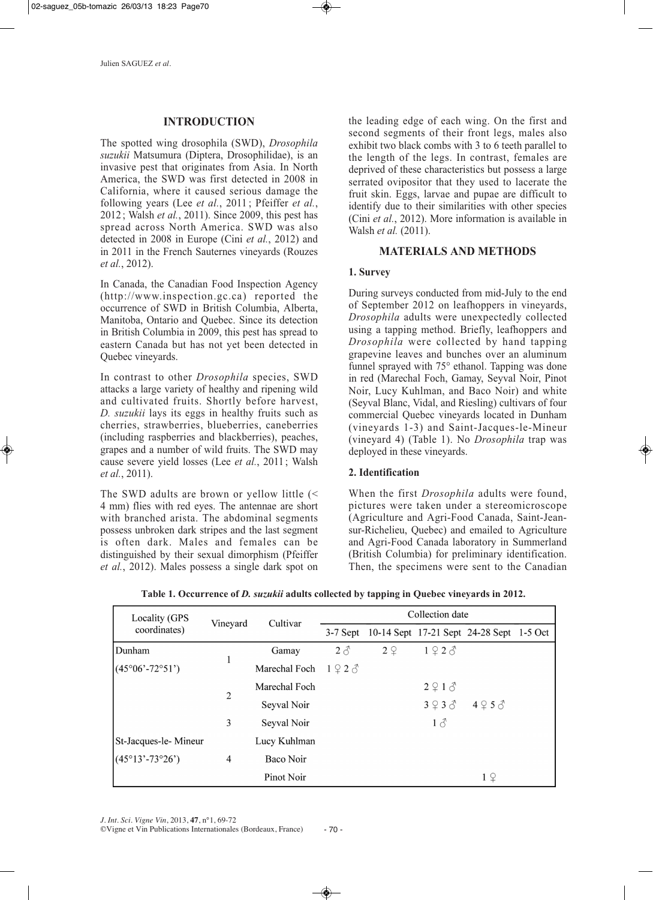## INTRODUCTION

The spotted wing drosophila (SWD), *Drosophila suzukii* Matsumura (Diptera, Drosophilidae), is an invasive pest that originates from Asia. In North America, the SWD was first detected in 2008 in California, where it caused serious damage the following years (Lee *et al.*, 2011 ; Pfeiffer *et al.*, 2012 ; Walsh *et al.*, 2011). Since 2009, this pest has spread across North America. SWD was also detected in 2008 in Europe (Cini *et al.*, 2012) and in 2011 in the French Sauternes vineyards (Rouzes *et al.*, 2012).

In Canada, the Canadian Food Inspection Agency (http://www.inspection.gc.ca) reported the occurrence of SWD in British Columbia, Alberta, Manitoba, Ontario and Quebec. Since its detection in British Columbia in 2009, this pest has spread to eastern Canada but has not yet been detected in Quebec vineyards.

In contrast to other *Drosophila* species, SWD attacks a large variety of healthy and ripening wild and cultivated fruits. Shortly before harvest, *D. suzukii* lays its eggs in healthy fruits such as cherries, strawberries, blueberries, caneberries (including raspberries and blackberries), peaches, grapes and a number of wild fruits. The SWD may cause severe yield losses (Lee *et al.*, 2011 ; Walsh *et al.*, 2011).

The SWD adults are brown or yellow little (< 4 mm) flies with red eyes. The antennae are short with branched arista. The abdominal segments possess unbroken dark stripes and the last segment is often dark. Males and females can be distinguished by their sexual dimorphism (Pfeiffer *et al.*, 2012). Males possess a single dark spot on the leading edge of each wing. On the first and second segments of their front legs, males also exhibit two black combs with 3 to 6 teeth parallel to the length of the legs. In contrast, females are deprived of these characteristics but possess a large serrated ovipositor that they used to lacerate the fruit skin. Eggs, larvae and pupae are difficult to identify due to their similarities with other species (Cini *et al.*, 2012). More information is available in Walsh *et al.* (2011).

## MATERIALS AND METHODS

### 1. Survey

During surveys conducted from mid-July to the end of September 2012 on leafhoppers in vineyards, *Drosophila* adults were unexpectedly collected using a tapping method. Briefly, leafhoppers and *Drosophila* were collected by hand tapping grapevine leaves and bunches over an aluminum funnel sprayed with 75° ethanol. Tapping was done in red (Marechal Foch, Gamay, Seyval Noir, Pinot Noir, Lucy Kuhlman, and Baco Noir) and white (Seyval Blanc, Vidal, and Riesling) cultivars of four commercial Quebec vineyards located in Dunham (vineyards 1-3) and Saint-Jacques-le-Mineur (vineyard 4) (Table 1). No *Drosophila* trap was deployed in these vineyards.

### 2. Identification

When the first *Drosophila* adults were found, pictures were taken under a stereomicroscope (Agriculture and Agri-Food Canada, Saint-Jean-sur-Richelieu, Quebec) and emailed to Agriculture and Agri-Food Canada laboratory in Summerland (British Columbia) for preliminary identification. Then, the specimens were sent to the Canadian

**Table 1. Occurrence of *D. suzukii* adults collected by tapping in Quebec vineyards in 2012.**

| Locality (GPS coordinates) | Vineyard | Cultivar | Collection date | | | | |
|---|---|---|---|---|---|---|---|
| | | | 3-7 Sept | 10-14 Sept | 17-21 Sept | 24-28 Sept | 1-5 Oct |
| Dunham | 1 | Gamay | 2♂ | 2♀ | 1♀2♂ | | |
| (45°06'-72°51') | | Marechal Foch | 1♀2♂ | | | | |
| | 2 | Marechal Foch | | | 2♀1♂ | | |
| | | Seyval Noir | | | 3♀3♂ | 4♀5♂ | |
| | 3 | Seyval Noir | | | 1♂ | | |
| St-Jacques-le- Mineur | 4 | Lucy Kuhlman | | | | | |
| (45°13'-73°26') | | Baco Noir | | | | | |
| | | Pinot Noir | | | | 1♀ | |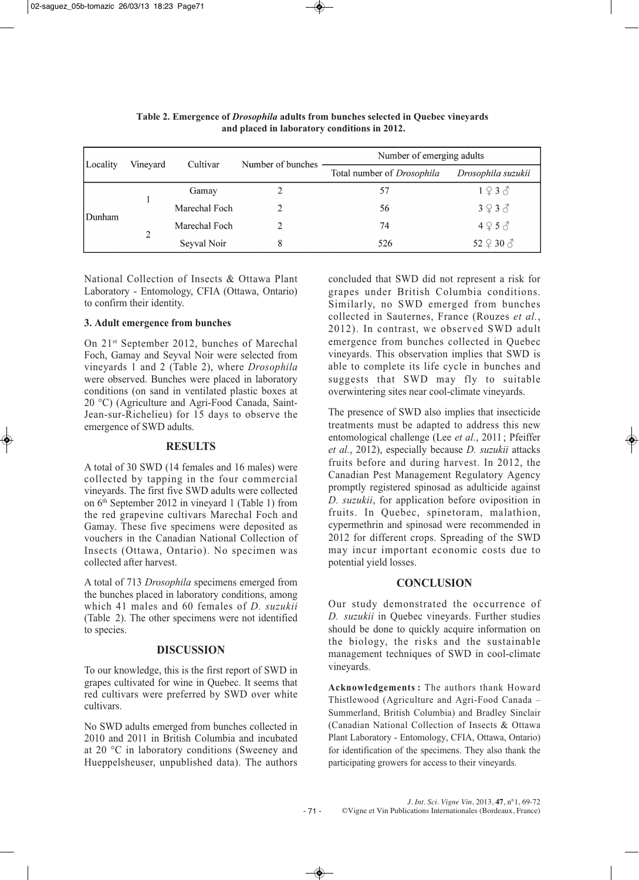**Table 2. Emergence of *Drosophila* adults from bunches selected in Quebec vineyards and placed in laboratory conditions in 2012.**

| Locality | Vineyard | Cultivar | Number of bunches | Number of emerging adults | |
|---|---|---|---|---|---|
| | | | | Total number of *Drosophila* | *Drosophila suzukii* |
| Dunham | 1 | Gamay | 2 | 57 | 1 ♀ 3 ♂ |
| | | Marechal Foch | 2 | 56 | 3 ♀ 3 ♂ |
| | 2 | Marechal Foch | 2 | 74 | 4 ♀ 5 ♂ |
| | | Seyval Noir | 8 | 526 | 52 ♀ 30 ♂ |

National Collection of Insects & Ottawa Plant Laboratory - Entomology, CFIA (Ottawa, Ontario) to confirm their identity.

### 3. Adult emergence from bunches

On 21st September 2012, bunches of Marechal Foch, Gamay and Seyval Noir were selected from vineyards 1 and 2 (Table 2), where *Drosophila* were observed. Bunches were placed in laboratory conditions (on sand in ventilated plastic boxes at 20 °C) (Agriculture and Agri-Food Canada, Saint-Jean-sur-Richelieu) for 15 days to observe the emergence of SWD adults.

## RESULTS

A total of 30 SWD (14 females and 16 males) were collected by tapping in the four commercial vineyards. The first five SWD adults were collected on 6th September 2012 in vineyard 1 (Table 1) from the red grapevine cultivars Marechal Foch and Gamay. These five specimens were deposited as vouchers in the Canadian National Collection of Insects (Ottawa, Ontario). No specimen was collected after harvest.

A total of 713 *Drosophila* specimens emerged from the bunches placed in laboratory conditions, among which 41 males and 60 females of *D. suzukii* (Table 2). The other specimens were not identified to species.

## DISCUSSION

To our knowledge, this is the first report of SWD in grapes cultivated for wine in Quebec. It seems that red cultivars were preferred by SWD over white cultivars.

No SWD adults emerged from bunches collected in 2010 and 2011 in British Columbia and incubated at 20 °C in laboratory conditions (Sweeney and Hueppelsheuser, unpublished data). The authors concluded that SWD did not represent a risk for grapes under British Columbia conditions. Similarly, no SWD emerged from bunches collected in Sauternes, France (Rouzes *et al.*, 2012). In contrast, we observed SWD adult emergence from bunches collected in Quebec vineyards. This observation implies that SWD is able to complete its life cycle in bunches and suggests that SWD may fly to suitable overwintering sites near cool-climate vineyards.

The presence of SWD also implies that insecticide treatments must be adapted to address this new entomological challenge (Lee *et al.*, 2011 ; Pfeiffer *et al.*, 2012), especially because *D. suzukii* attacks fruits before and during harvest. In 2012, the Canadian Pest Management Regulatory Agency promptly registered spinosad as adulticide against *D. suzukii*, for application before oviposition in fruits. In Quebec, spinetoram, malathion, cypermethrin and spinosad were recommended in 2012 for different crops. Spreading of the SWD may incur important economic costs due to potential yield losses.

## CONCLUSION

Our study demonstrated the occurrence of *D. suzukii* in Quebec vineyards. Further studies should be done to quickly acquire information on the biology, the risks and the sustainable management techniques of SWD in cool-climate vineyards.

**Acknowledgements :** The authors thank Howard Thistlewood (Agriculture and Agri-Food Canada – Summerland, British Columbia) and Bradley Sinclair (Canadian National Collection of Insects & Ottawa Plant Laboratory - Entomology, CFIA, Ottawa, Ontario) for identification of the specimens. They also thank the participating growers for access to their vineyards.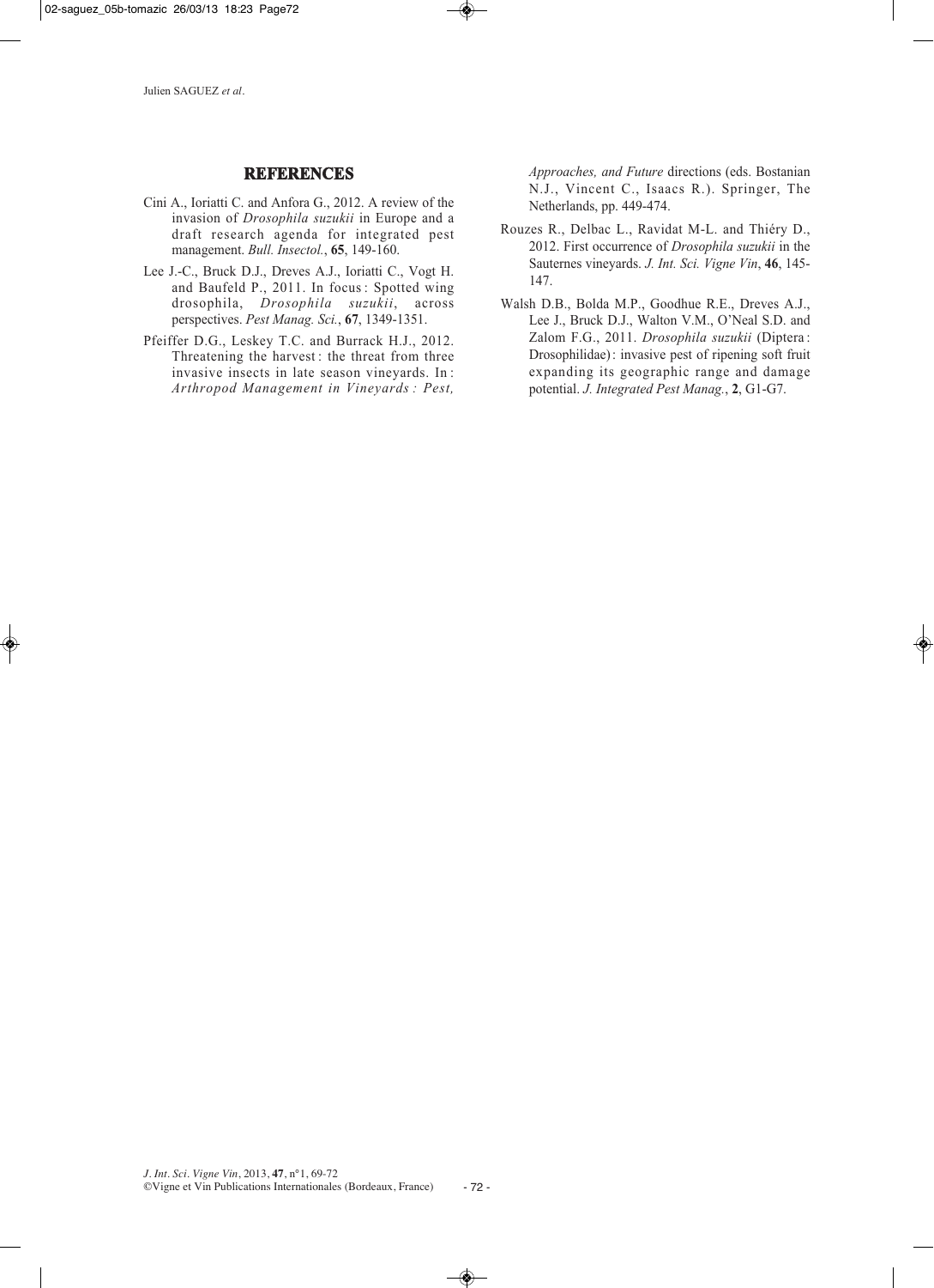## REFERENCES

Cini A., Ioriatti C. and Anfora G., 2012. A review of the invasion of *Drosophila suzukii* in Europe and a draft research agenda for integrated pest management. *Bull. Insectol.*, **65**, 149-160.

Lee J.-C., Bruck D.J., Dreves A.J., Ioriatti C., Vogt H. and Baufeld P., 2011. In focus : Spotted wing drosophila, *Drosophila suzukii*, across perspectives. *Pest Manag. Sci.*, **67**, 1349-1351.

Pfeiffer D.G., Leskey T.C. and Burrack H.J., 2012. Threatening the harvest : the threat from three invasive insects in late season vineyards. In : *Arthropod Management in Vineyards : Pest, Approaches, and Future* directions (eds. Bostanian N.J., Vincent C., Isaacs R.). Springer, The Netherlands, pp. 449-474.

Rouzes R., Delbac L., Ravidat M-L. and Thiéry D., 2012. First occurrence of *Drosophila suzukii* in the Sauternes vineyards. *J. Int. Sci. Vigne Vin*, **46**, 145-147.

Walsh D.B., Bolda M.P., Goodhue R.E., Dreves A.J., Lee J., Bruck D.J., Walton V.M., O'Neal S.D. and Zalom F.G., 2011. *Drosophila suzukii* (Diptera : Drosophilidae) : invasive pest of ripening soft fruit expanding its geographic range and damage potential. *J. Integrated Pest Manag.*, **2**, G1-G7.